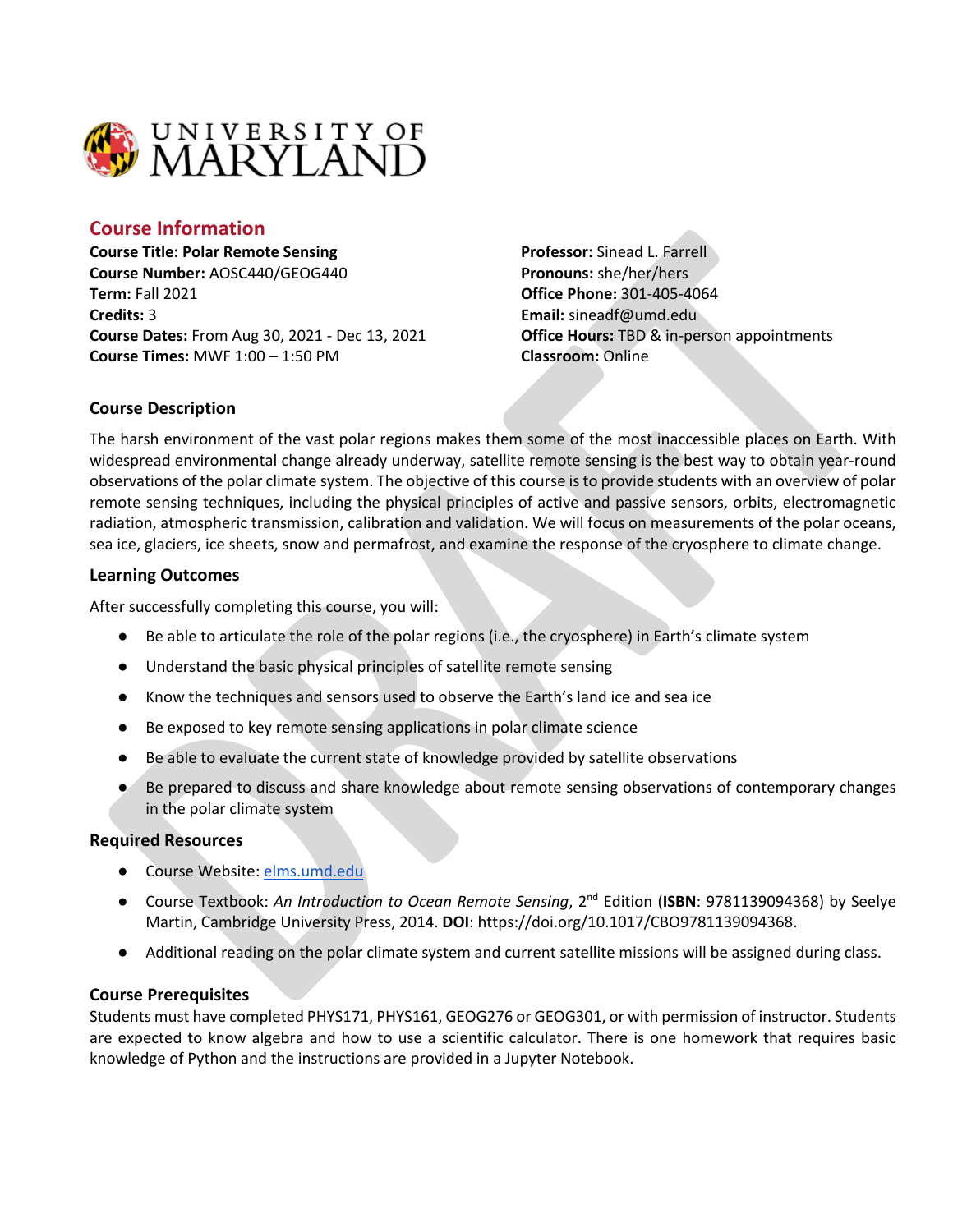UNIVERSITY OF MARYLAND

## Course Information

**Course Title: Polar Remote Sensing**
**Course Number:** AOSC440/GEOG440
**Term:** Fall 2021
**Credits:** 3
**Course Dates:** From Aug 30, 2021 - Dec 13, 2021
**Course Times:** MWF 1:00 – 1:50 PM

**Professor:** Sinead L. Farrell
**Pronouns:** she/her/hers
**Office Phone:** 301-405-4064
**Email:** sineadf@umd.edu
**Office Hours:** TBD & in-person appointments
**Classroom:** Online

### Course Description

The harsh environment of the vast polar regions makes them some of the most inaccessible places on Earth. With widespread environmental change already underway, satellite remote sensing is the best way to obtain year-round observations of the polar climate system. The objective of this course is to provide students with an overview of polar remote sensing techniques, including the physical principles of active and passive sensors, orbits, electromagnetic radiation, atmospheric transmission, calibration and validation. We will focus on measurements of the polar oceans, sea ice, glaciers, ice sheets, snow and permafrost, and examine the response of the cryosphere to climate change.

### Learning Outcomes

After successfully completing this course, you will:

- Be able to articulate the role of the polar regions (i.e., the cryosphere) in Earth's climate system
- Understand the basic physical principles of satellite remote sensing
- Know the techniques and sensors used to observe the Earth's land ice and sea ice
- Be exposed to key remote sensing applications in polar climate science
- Be able to evaluate the current state of knowledge provided by satellite observations
- Be prepared to discuss and share knowledge about remote sensing observations of contemporary changes in the polar climate system

### Required Resources

- Course Website: elms.umd.edu
- Course Textbook: *An Introduction to Ocean Remote Sensing*, 2nd Edition (**ISBN**: 9781139094368) by Seelye Martin, Cambridge University Press, 2014. **DOI**: https://doi.org/10.1017/CBO9781139094368.
- Additional reading on the polar climate system and current satellite missions will be assigned during class.

### Course Prerequisites

Students must have completed PHYS171, PHYS161, GEOG276 or GEOG301, or with permission of instructor. Students are expected to know algebra and how to use a scientific calculator. There is one homework that requires basic knowledge of Python and the instructions are provided in a Jupyter Notebook.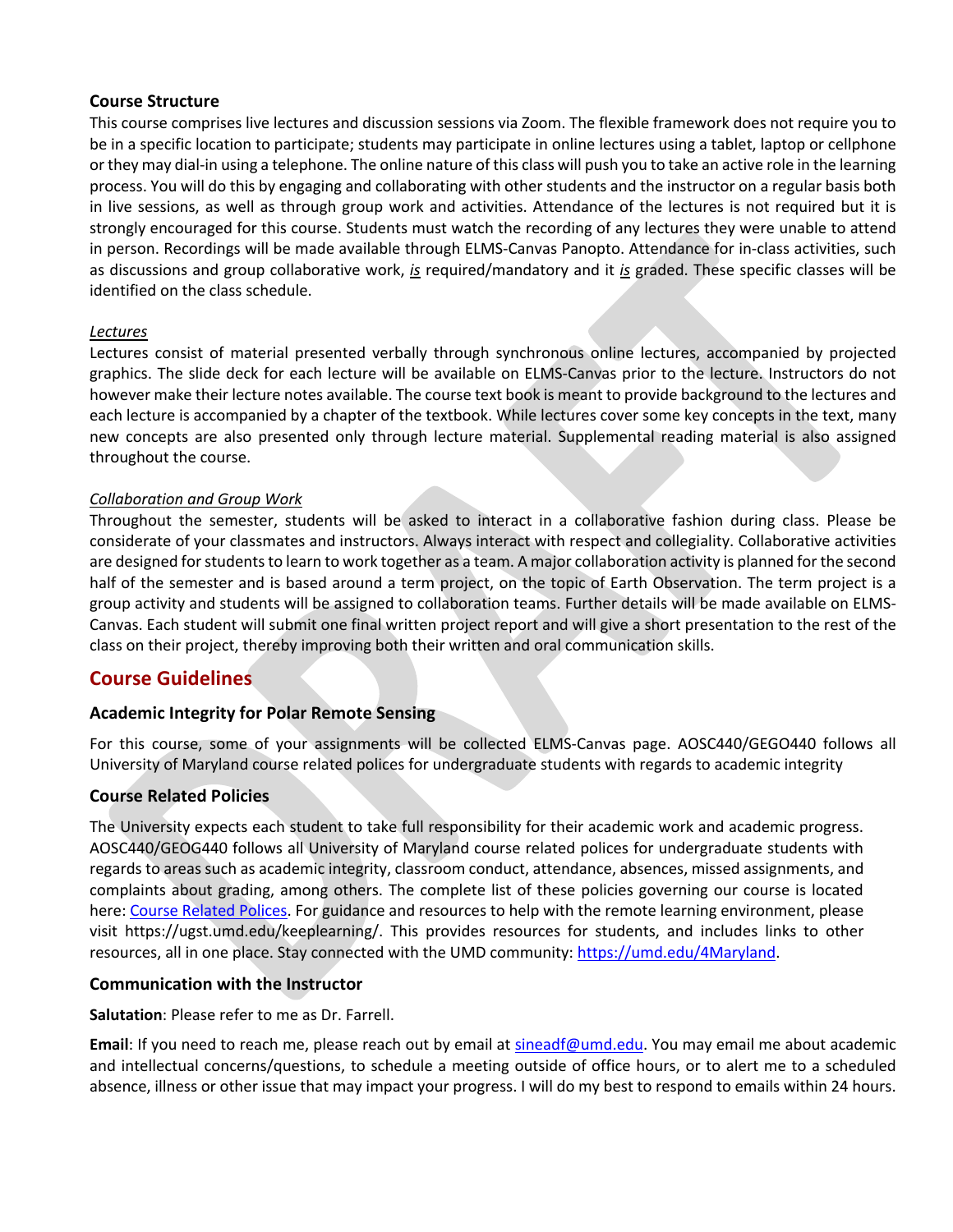### Course Structure

This course comprises live lectures and discussion sessions via Zoom. The flexible framework does not require you to be in a specific location to participate; students may participate in online lectures using a tablet, laptop or cellphone or they may dial-in using a telephone. The online nature of this class will push you to take an active role in the learning process. You will do this by engaging and collaborating with other students and the instructor on a regular basis both in live sessions, as well as through group work and activities. Attendance of the lectures is not required but it is strongly encouraged for this course. Students must watch the recording of any lectures they were unable to attend in person. Recordings will be made available through ELMS-Canvas Panopto. Attendance for in-class activities, such as discussions and group collaborative work, *is* required/mandatory and it *is* graded. These specific classes will be identified on the class schedule.

*Lectures*

Lectures consist of material presented verbally through synchronous online lectures, accompanied by projected graphics. The slide deck for each lecture will be available on ELMS-Canvas prior to the lecture. Instructors do not however make their lecture notes available. The course text book is meant to provide background to the lectures and each lecture is accompanied by a chapter of the textbook. While lectures cover some key concepts in the text, many new concepts are also presented only through lecture material. Supplemental reading material is also assigned throughout the course.

*Collaboration and Group Work*

Throughout the semester, students will be asked to interact in a collaborative fashion during class. Please be considerate of your classmates and instructors. Always interact with respect and collegiality. Collaborative activities are designed for students to learn to work together as a team. A major collaboration activity is planned for the second half of the semester and is based around a term project, on the topic of Earth Observation. The term project is a group activity and students will be assigned to collaboration teams. Further details will be made available on ELMS-Canvas. Each student will submit one final written project report and will give a short presentation to the rest of the class on their project, thereby improving both their written and oral communication skills.

## Course Guidelines

### Academic Integrity for Polar Remote Sensing

For this course, some of your assignments will be collected ELMS-Canvas page. AOSC440/GEGO440 follows all University of Maryland course related polices for undergraduate students with regards to academic integrity

### Course Related Policies

The University expects each student to take full responsibility for their academic work and academic progress. AOSC440/GEOG440 follows all University of Maryland course related polices for undergraduate students with regards to areas such as academic integrity, classroom conduct, attendance, absences, missed assignments, and complaints about grading, among others. The complete list of these policies governing our course is located here: Course Related Polices. For guidance and resources to help with the remote learning environment, please visit https://ugst.umd.edu/keeplearning/. This provides resources for students, and includes links to other resources, all in one place. Stay connected with the UMD community: https://umd.edu/4Maryland.

### Communication with the Instructor

**Salutation**: Please refer to me as Dr. Farrell.

**Email**: If you need to reach me, please reach out by email at sineadf@umd.edu. You may email me about academic and intellectual concerns/questions, to schedule a meeting outside of office hours, or to alert me to a scheduled absence, illness or other issue that may impact your progress. I will do my best to respond to emails within 24 hours.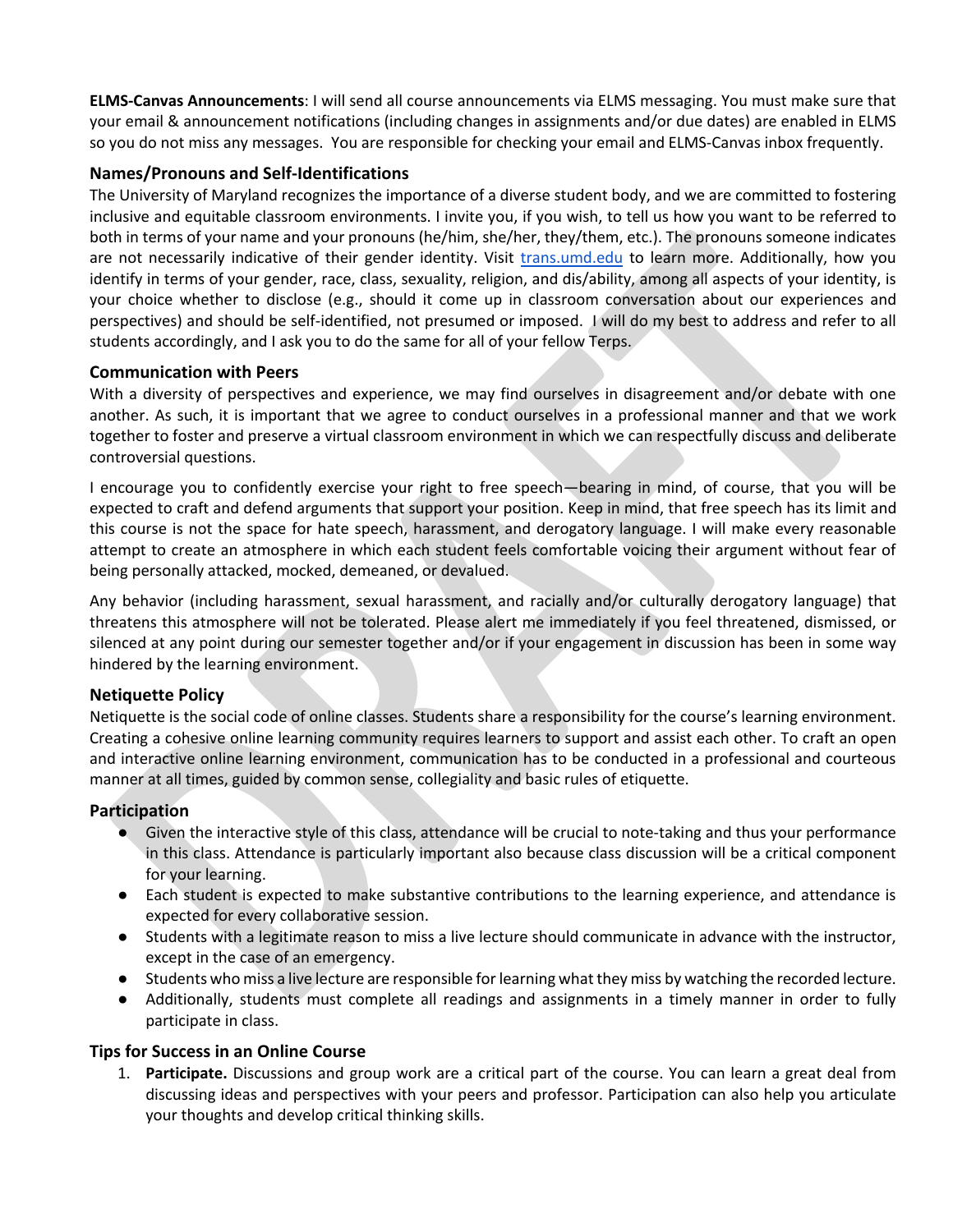**ELMS-Canvas Announcements**: I will send all course announcements via ELMS messaging. You must make sure that your email & announcement notifications (including changes in assignments and/or due dates) are enabled in ELMS so you do not miss any messages. You are responsible for checking your email and ELMS-Canvas inbox frequently.

### Names/Pronouns and Self-Identifications

The University of Maryland recognizes the importance of a diverse student body, and we are committed to fostering inclusive and equitable classroom environments. I invite you, if you wish, to tell us how you want to be referred to both in terms of your name and your pronouns (he/him, she/her, they/them, etc.). The pronouns someone indicates are not necessarily indicative of their gender identity. Visit [trans.umd.edu](trans.umd.edu) to learn more. Additionally, how you identify in terms of your gender, race, class, sexuality, religion, and dis/ability, among all aspects of your identity, is your choice whether to disclose (e.g., should it come up in classroom conversation about our experiences and perspectives) and should be self-identified, not presumed or imposed. I will do my best to address and refer to all students accordingly, and I ask you to do the same for all of your fellow Terps.

### Communication with Peers

With a diversity of perspectives and experience, we may find ourselves in disagreement and/or debate with one another. As such, it is important that we agree to conduct ourselves in a professional manner and that we work together to foster and preserve a virtual classroom environment in which we can respectfully discuss and deliberate controversial questions.

I encourage you to confidently exercise your right to free speech—bearing in mind, of course, that you will be expected to craft and defend arguments that support your position. Keep in mind, that free speech has its limit and this course is not the space for hate speech, harassment, and derogatory language. I will make every reasonable attempt to create an atmosphere in which each student feels comfortable voicing their argument without fear of being personally attacked, mocked, demeaned, or devalued.

Any behavior (including harassment, sexual harassment, and racially and/or culturally derogatory language) that threatens this atmosphere will not be tolerated. Please alert me immediately if you feel threatened, dismissed, or silenced at any point during our semester together and/or if your engagement in discussion has been in some way hindered by the learning environment.

### Netiquette Policy

Netiquette is the social code of online classes. Students share a responsibility for the course's learning environment. Creating a cohesive online learning community requires learners to support and assist each other. To craft an open and interactive online learning environment, communication has to be conducted in a professional and courteous manner at all times, guided by common sense, collegiality and basic rules of etiquette.

### Participation

- Given the interactive style of this class, attendance will be crucial to note-taking and thus your performance in this class. Attendance is particularly important also because class discussion will be a critical component for your learning.
- Each student is expected to make substantive contributions to the learning experience, and attendance is expected for every collaborative session.
- Students with a legitimate reason to miss a live lecture should communicate in advance with the instructor, except in the case of an emergency.
- Students who miss a live lecture are responsible for learning what they miss by watching the recorded lecture.
- Additionally, students must complete all readings and assignments in a timely manner in order to fully participate in class.

### Tips for Success in an Online Course

1. **Participate.** Discussions and group work are a critical part of the course. You can learn a great deal from discussing ideas and perspectives with your peers and professor. Participation can also help you articulate your thoughts and develop critical thinking skills.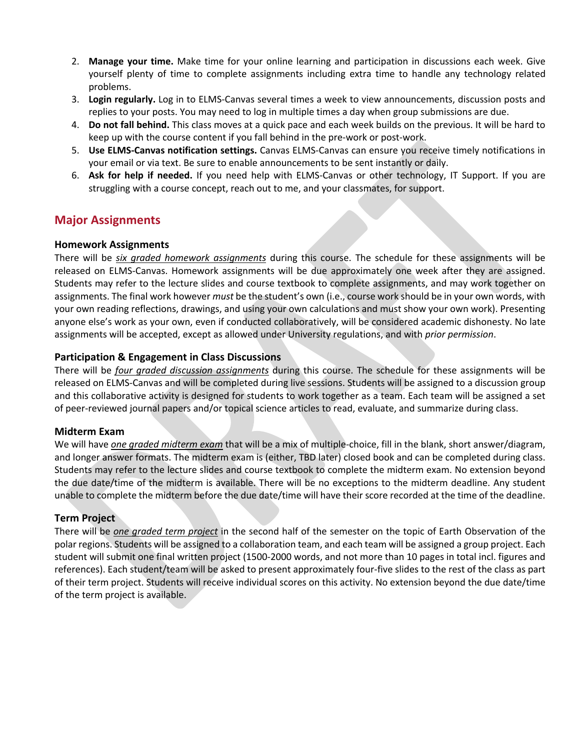2. **Manage your time.** Make time for your online learning and participation in discussions each week. Give yourself plenty of time to complete assignments including extra time to handle any technology related problems.
3. **Login regularly.** Log in to ELMS-Canvas several times a week to view announcements, discussion posts and replies to your posts. You may need to log in multiple times a day when group submissions are due.
4. **Do not fall behind.** This class moves at a quick pace and each week builds on the previous. It will be hard to keep up with the course content if you fall behind in the pre-work or post-work.
5. **Use ELMS-Canvas notification settings.** Canvas ELMS-Canvas can ensure you receive timely notifications in your email or via text. Be sure to enable announcements to be sent instantly or daily.
6. **Ask for help if needed.** If you need help with ELMS-Canvas or other technology, IT Support. If you are struggling with a course concept, reach out to me, and your classmates, for support.

## Major Assignments

### Homework Assignments

There will be *six graded homework assignments* during this course. The schedule for these assignments will be released on ELMS-Canvas. Homework assignments will be due approximately one week after they are assigned. Students may refer to the lecture slides and course textbook to complete assignments, and may work together on assignments. The final work however *must* be the student's own (i.e., course work should be in your own words, with your own reading reflections, drawings, and using your own calculations and must show your own work). Presenting anyone else's work as your own, even if conducted collaboratively, will be considered academic dishonesty. No late assignments will be accepted, except as allowed under University regulations, and with *prior permission*.

### Participation & Engagement in Class Discussions

There will be *four graded discussion assignments* during this course. The schedule for these assignments will be released on ELMS-Canvas and will be completed during live sessions. Students will be assigned to a discussion group and this collaborative activity is designed for students to work together as a team. Each team will be assigned a set of peer-reviewed journal papers and/or topical science articles to read, evaluate, and summarize during class.

### Midterm Exam

We will have *one graded midterm exam* that will be a mix of multiple-choice, fill in the blank, short answer/diagram, and longer answer formats. The midterm exam is (either, TBD later) closed book and can be completed during class. Students may refer to the lecture slides and course textbook to complete the midterm exam. No extension beyond the due date/time of the midterm is available. There will be no exceptions to the midterm deadline. Any student unable to complete the midterm before the due date/time will have their score recorded at the time of the deadline.

### Term Project

There will be *one graded term project* in the second half of the semester on the topic of Earth Observation of the polar regions. Students will be assigned to a collaboration team, and each team will be assigned a group project. Each student will submit one final written project (1500-2000 words, and not more than 10 pages in total incl. figures and references). Each student/team will be asked to present approximately four-five slides to the rest of the class as part of their term project. Students will receive individual scores on this activity. No extension beyond the due date/time of the term project is available.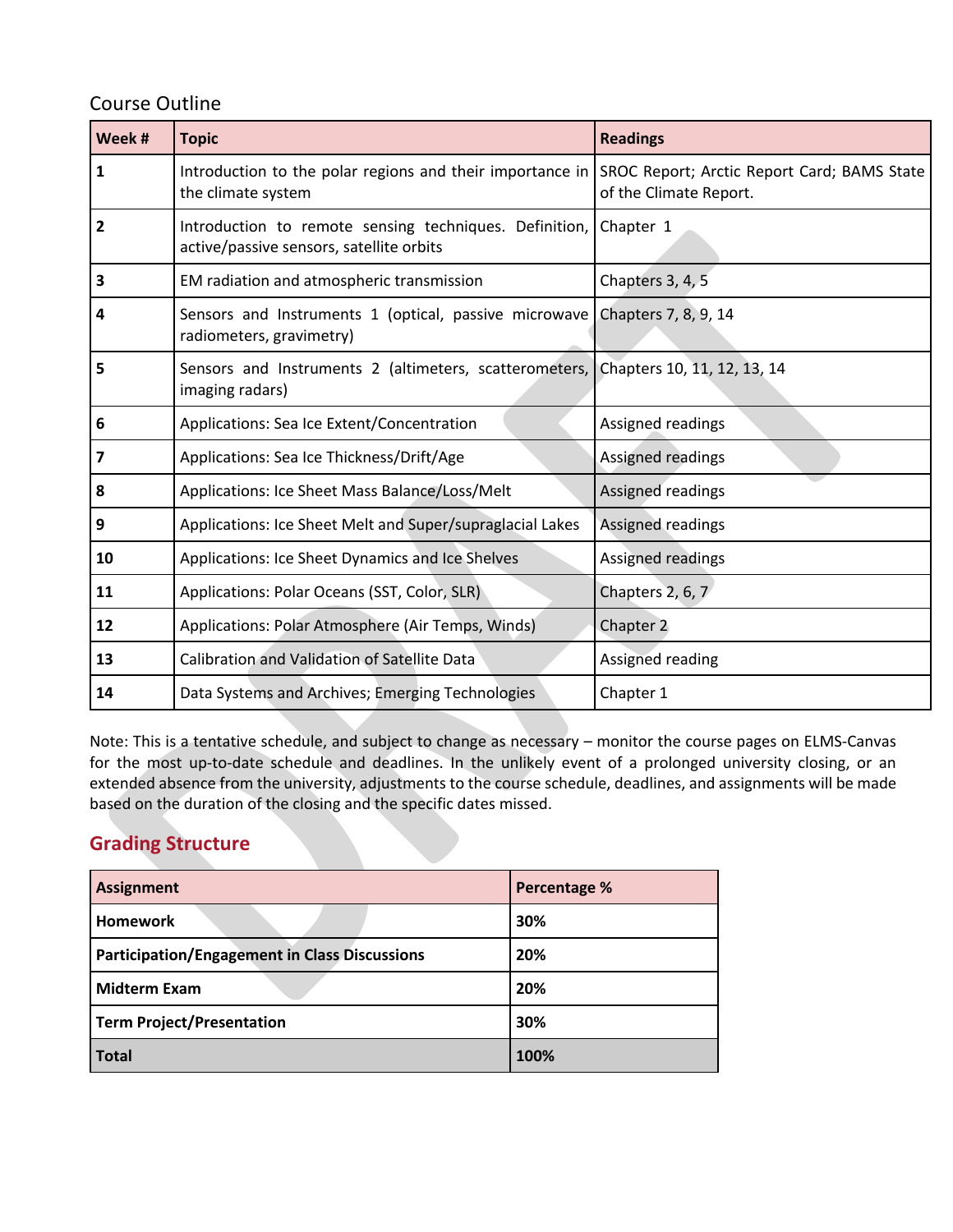## Course Outline

| Week # | Topic | Readings |
|---|---|---|
| **1** | Introduction to the polar regions and their importance in the climate system | SROC Report; Arctic Report Card; BAMS State of the Climate Report. |
| **2** | Introduction to remote sensing techniques. Definition, active/passive sensors, satellite orbits | Chapter 1 |
| **3** | EM radiation and atmospheric transmission | Chapters 3, 4, 5 |
| **4** | Sensors and Instruments 1 (optical, passive microwave radiometers, gravimetry) | Chapters 7, 8, 9, 14 |
| **5** | Sensors and Instruments 2 (altimeters, scatterometers, imaging radars) | Chapters 10, 11, 12, 13, 14 |
| **6** | Applications: Sea Ice Extent/Concentration | Assigned readings |
| **7** | Applications: Sea Ice Thickness/Drift/Age | Assigned readings |
| **8** | Applications: Ice Sheet Mass Balance/Loss/Melt | Assigned readings |
| **9** | Applications: Ice Sheet Melt and Super/supraglacial Lakes | Assigned readings |
| **10** | Applications: Ice Sheet Dynamics and Ice Shelves | Assigned readings |
| **11** | Applications: Polar Oceans (SST, Color, SLR) | Chapters 2, 6, 7 |
| **12** | Applications: Polar Atmosphere (Air Temps, Winds) | Chapter 2 |
| **13** | Calibration and Validation of Satellite Data | Assigned reading |
| **14** | Data Systems and Archives; Emerging Technologies | Chapter 1 |

Note: This is a tentative schedule, and subject to change as necessary – monitor the course pages on ELMS-Canvas for the most up-to-date schedule and deadlines. In the unlikely event of a prolonged university closing, or an extended absence from the university, adjustments to the course schedule, deadlines, and assignments will be made based on the duration of the closing and the specific dates missed.

## Grading Structure

| Assignment | Percentage % |
|---|---|
| **Homework** | **30%** |
| **Participation/Engagement in Class Discussions** | **20%** |
| **Midterm Exam** | **20%** |
| **Term Project/Presentation** | **30%** |
| **Total** | **100%** |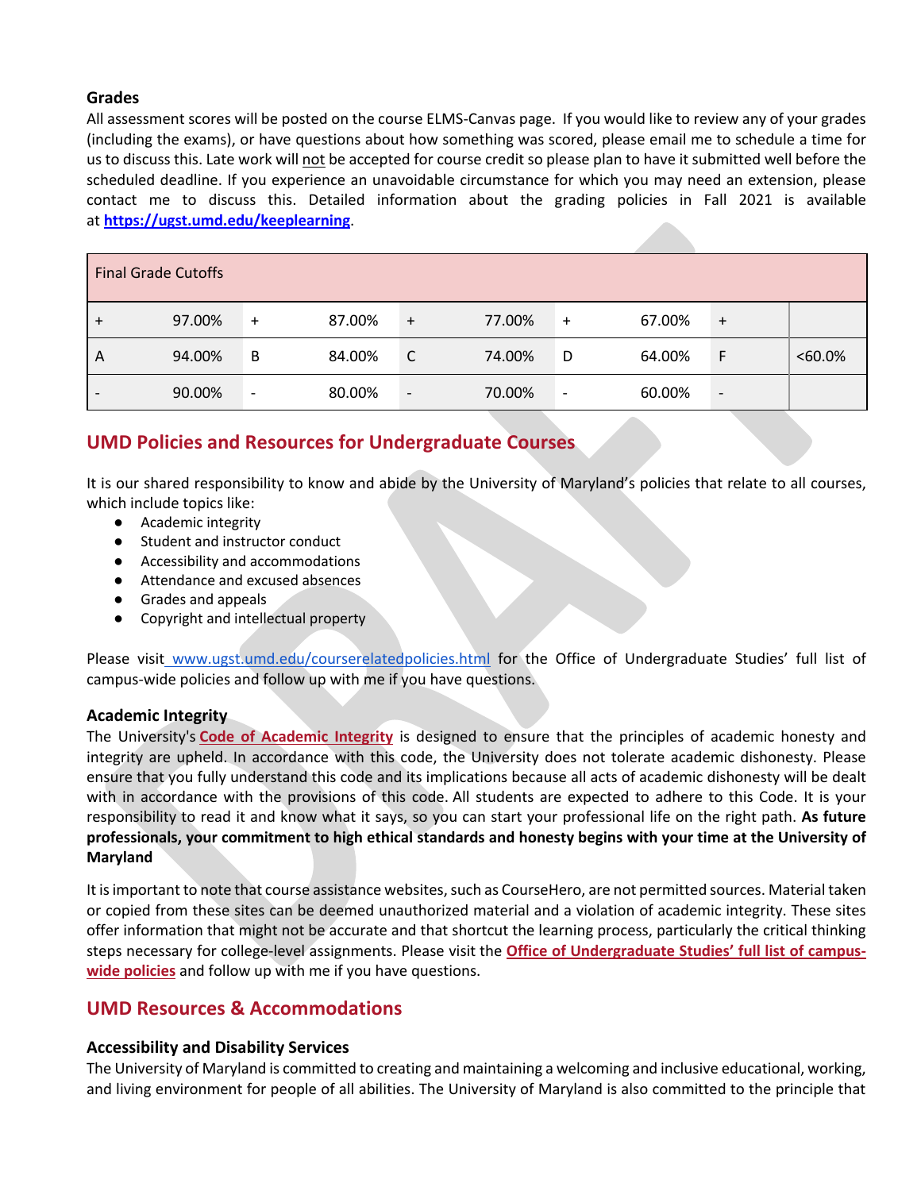### Grades

All assessment scores will be posted on the course ELMS-Canvas page. If you would like to review any of your grades (including the exams), or have questions about how something was scored, please email me to schedule a time for us to discuss this. Late work will not be accepted for course credit so please plan to have it submitted well before the scheduled deadline. If you experience an unavoidable circumstance for which you may need an extension, please contact me to discuss this. Detailed information about the grading policies in Fall 2021 is available at **https://ugst.umd.edu/keeplearning**.

| Final Grade Cutoffs | | | | | | | | | |
|---|---|---|---|---|---|---|---|---|---|
| + | 97.00% | + | 87.00% | + | 77.00% | + | 67.00% | + | |
| A | 94.00% | B | 84.00% | C | 74.00% | D | 64.00% | F | <60.0% |
| - | 90.00% | - | 80.00% | - | 70.00% | - | 60.00% | - | |

## UMD Policies and Resources for Undergraduate Courses

It is our shared responsibility to know and abide by the University of Maryland's policies that relate to all courses, which include topics like:

- Academic integrity
- Student and instructor conduct
- Accessibility and accommodations
- Attendance and excused absences
- Grades and appeals
- Copyright and intellectual property

Please visit www.ugst.umd.edu/courserelatedpolicies.html for the Office of Undergraduate Studies' full list of campus-wide policies and follow up with me if you have questions.

### Academic Integrity

The University's **Code of Academic Integrity** is designed to ensure that the principles of academic honesty and integrity are upheld. In accordance with this code, the University does not tolerate academic dishonesty. Please ensure that you fully understand this code and its implications because all acts of academic dishonesty will be dealt with in accordance with the provisions of this code. All students are expected to adhere to this Code. It is your responsibility to read it and know what it says, so you can start your professional life on the right path. **As future professionals, your commitment to high ethical standards and honesty begins with your time at the University of Maryland**

It is important to note that course assistance websites, such as CourseHero, are not permitted sources. Material taken or copied from these sites can be deemed unauthorized material and a violation of academic integrity. These sites offer information that might not be accurate and that shortcut the learning process, particularly the critical thinking steps necessary for college-level assignments. Please visit the **Office of Undergraduate Studies' full list of campus-wide policies** and follow up with me if you have questions.

## UMD Resources & Accommodations

### Accessibility and Disability Services

The University of Maryland is committed to creating and maintaining a welcoming and inclusive educational, working, and living environment for people of all abilities. The University of Maryland is also committed to the principle that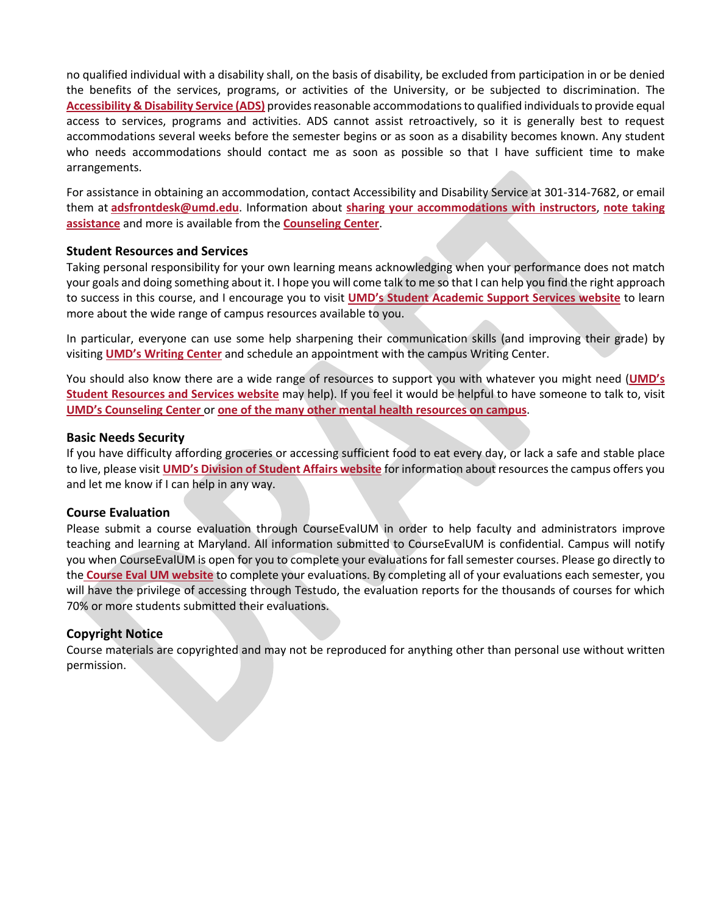no qualified individual with a disability shall, on the basis of disability, be excluded from participation in or be denied the benefits of the services, programs, or activities of the University, or be subjected to discrimination. The **Accessibility & Disability Service (ADS)** provides reasonable accommodations to qualified individuals to provide equal access to services, programs and activities. ADS cannot assist retroactively, so it is generally best to request accommodations several weeks before the semester begins or as soon as a disability becomes known. Any student who needs accommodations should contact me as soon as possible so that I have sufficient time to make arrangements.

For assistance in obtaining an accommodation, contact Accessibility and Disability Service at 301-314-7682, or email them at **adsfrontdesk@umd.edu**. Information about **sharing your accommodations with instructors**, **note taking assistance** and more is available from the **Counseling Center**.

### Student Resources and Services

Taking personal responsibility for your own learning means acknowledging when your performance does not match your goals and doing something about it. I hope you will come talk to me so that I can help you find the right approach to success in this course, and I encourage you to visit **UMD's Student Academic Support Services website** to learn more about the wide range of campus resources available to you.

In particular, everyone can use some help sharpening their communication skills (and improving their grade) by visiting **UMD's Writing Center** and schedule an appointment with the campus Writing Center.

You should also know there are a wide range of resources to support you with whatever you might need (**UMD's Student Resources and Services website** may help). If you feel it would be helpful to have someone to talk to, visit **UMD's Counseling Center** or **one of the many other mental health resources on campus**.

### Basic Needs Security

If you have difficulty affording groceries or accessing sufficient food to eat every day, or lack a safe and stable place to live, please visit **UMD's Division of Student Affairs website** for information about resources the campus offers you and let me know if I can help in any way.

### Course Evaluation

Please submit a course evaluation through CourseEvalUM in order to help faculty and administrators improve teaching and learning at Maryland. All information submitted to CourseEvalUM is confidential. Campus will notify you when CourseEvalUM is open for you to complete your evaluations for fall semester courses. Please go directly to the **Course Eval UM website** to complete your evaluations. By completing all of your evaluations each semester, you will have the privilege of accessing through Testudo, the evaluation reports for the thousands of courses for which 70% or more students submitted their evaluations.

### Copyright Notice

Course materials are copyrighted and may not be reproduced for anything other than personal use without written permission.